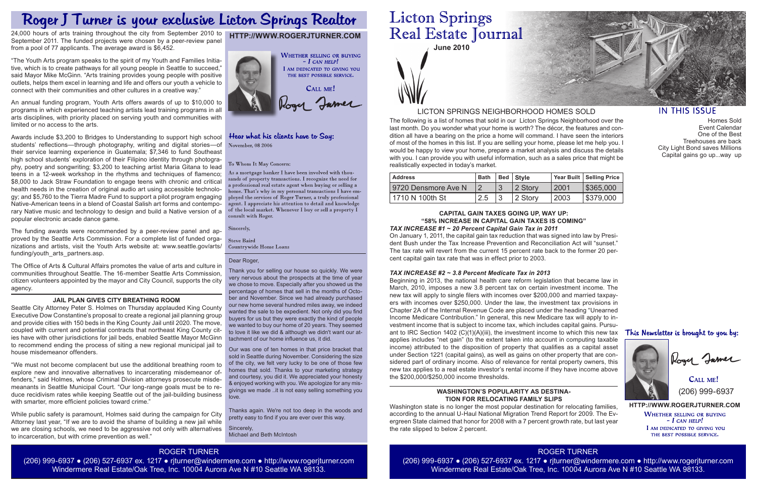# Roger J Turner is your exclusive Licton Springs Realtor

24,000 hours of arts training throughout the city from September 2010 to September 2011. The funded projects were chosen by a peer-review panel from a pool of 77 applicants. The average award is $6,452.

"The Youth Arts program speaks to the spirit of my Youth and Families Initiative, which is to create pathways for all young people in Seattle to succeed," said Mayor Mike McGinn. "Arts training provides young people with positive outlets, helps them excel in learning and life and offers our youth a vehicle to connect with their communities and other cultures in a creative way."

An annual funding program, Youth Arts offers awards of up to $10,000 to programs in which experienced teaching artists lead training programs in all arts disciplines, with priority placed on serving youth and communities with limited or no access to the arts.

Awards include $3,200 to Bridges to Understanding to support high school students' reflections—through photography, writing and digital stories—of their service learning experience in Guatemala; $7,346 to fund Southeast high school students' exploration of their Filipino identity through photography, poetry and songwriting; $3,200 to teaching artist Maria Gitana to lead teens in a 12-week workshop in the rhythms and techniques of flamenco; $8,000 to Jack Straw Foundation to engage teens with chronic and critical health needs in the creation of original audio art using accessible technology; and $5,760 to the Tierra Madre Fund to support a pilot program engaging Native-American teens in a blend of Coastal Salish art forms and contemporary Native music and technology to design and build a Native version of a popular electronic arcade dance game.

The funding awards were recommended by a peer-review panel and approved by the Seattle Arts Commission. For a complete list of funded organizations and artists, visit the Youth Arts website at: www.seattle.gov/arts/funding/youth_arts_partners.asp.

The Office of Arts & Cultural Affairs promotes the value of arts and culture in communities throughout Seattle. The 16-member Seattle Arts Commission, citizen volunteers appointed by the mayor and City Council, supports the city agency.

### JAIL PLAN GIVES CITY BREATHING ROOM

Seattle City Attorney Peter S. Holmes on Thursday applauded King County Executive Dow Constantine's proposal to create a regional jail planning group and provide cities with 150 beds in the King County Jail until 2020. The move, coupled with current and potential contracts that northeast King County cities have with other jurisdictions for jail beds, enabled Seattle Mayor McGinn to recommend ending the process of siting a new regional municipal jail to house misdemeanor offenders.

"We must not become complacent but use the additional breathing room to explore new and innovative alternatives to incarcerating misdemeanor offenders," said Holmes, whose Criminal Division attorneys prosecute misdemeanants in Seattle Municipal Court. "Our long-range goals must be to reduce recidivism rates while keeping Seattle out of the jail-building business with smarter, more efficient policies toward crime."

While public safety is paramount, Holmes said during the campaign for City Attorney last year, "If we are to avoid the shame of building a new jail while we are closing schools, we need to be aggressive not only with alternatives to incarceration, but with crime prevention as well."

**HTTP://WWW.ROGERJTURNER.COM**

WHETHER SELLING OR BUYING - *I CAN HELP!*
I AM DEDICATED TO GIVING YOU THE BEST POSSIBLE SERVICE.

CALL ME!

Roger Turner

### Hear what his clients have to Say:

November, 08 2006

To Whom It May Concern:

As a mortgage banker I have been involved with thousands of property transactions. I recognize the need for a professional real estate agent when buying or selling a home. That's why in my personal transactions I have employed the services of Roger Turner, a truly professional agent. I appreciate his attention to detail and knowledge of the local market. Whenever I buy or sell a property I consult with Roger.

Sincerely,

Steve Baird
Countrywide Home Loans

Dear Roger,

Thank you for selling our house so quickly. We were very nervous about the prospects at the time of year we chose to move. Especially after you showed us the percentage of homes that sell in the months of October and November. Since we had already purchased our new home several hundred miles away, we indeed wanted the sale to be expedient. Not only did you find buyers for us but they were exactly the kind of people we wanted to buy our home of 20 years. They seemed to love it like we did & although we didn't want our attachment of our home influence us, it did.

Our was one of ten homes in that price bracket that sold in Seattle during November. Considering the size of the city, we felt very lucky to be one of those few homes that sold. Thanks to your marketing strategy and courtesy, you did it. We appreciated your honesty & enjoyed working with you. We apologize for any misgivings we made ..it is not easy selling something you love.

Thanks again. We're not too deep in the woods and pretty easy to find if you are ever over this way.

Sincerely,
Michael and Beth McIntosh

**ROGER TURNER**
(206) 999-6937 ● (206) 527-6937 ex. 1217 ● rjturner@windermere.com ● http://www.rogerjturner.com
Windermere Real Estate/Oak Tree, Inc. 10004 Aurora Ave N #10 Seattle WA 98133.

# Licton Springs Real Estate Journal

**June 2010**

## IN THIS ISSUE

- Homes Sold
- Event Calendar
- One of the Best
- Treehouses are back
- City Light Bond saves Millions
- Capital gains go up...way up

## LICTON SPRINGS NEIGHBORHOOD HOMES SOLD

The following is a list of homes that sold in our Licton Springs Neighborhood over the last month. Do you wonder what your home is worth? The décor, the features and condition all have a bearing on the price a home will command. I have seen the interiors of most of the homes in this list. If you are selling your home, please let me help you. I would be happy to view your home, prepare a market analysis and discuss the details with you. I can provide you with useful information, such as a sales price that might be realistically expected in today's market.

| Address | Bath | Bed | Style | Year Built | Selling Price |
|---|---|---|---|---|---|
| 9720 Densmore Ave N | 2 | 3 | 2 Story | 2001 | $365,000 |
| 1710 N 100th St | 2.5 | 3 | 2 Story | 2003 | $379,000 |

### CAPITAL GAIN TAXES GOING UP, WAY UP: "58% INCREASE IN CAPITAL GAIN TAXES IS COMING"

***TAX INCREASE #1 ~ 20 Percent Capital Gain Tax in 2011***

On January 1, 2011, the capital gain tax reduction that was signed into law by President Bush under the Tax Increase Prevention and Reconciliation Act will "sunset." The tax rate will revert from the current 15 percent rate back to the former 20 percent capital gain tax rate that was in effect prior to 2003.

***TAX INCREASE #2 ~ 3.8 Percent Medicate Tax in 2013***

Beginning in 2013, the national health care reform legislation that became law in March, 2010, imposes a new 3.8 percent tax on certain investment income. The new tax will apply to single filers with incomes over $200,000 and married taxpayers with incomes over $250,000. Under the law, the investment tax provisions in Chapter 2A of the Internal Revenue Code are placed under the heading "Unearned Income Medicare Contribution." In general, this new Medicare tax will apply to investment income that is subject to income tax, which includes capital gains. Pursuant to IRC Section 1402 (C)(1)(A)(iii), the investment income to which this new tax applies includes "net gain" (to the extent taken into account in computing taxable income) attributed to the disposition of property that qualifies as a capital asset under Section 1221 (capital gains), as well as gains on other property that are considered part of ordinary income. Also of relevance for rental property owners, this new tax applies to a real estate investor's rental income if they have income above the $200,000/$250,000 income thresholds.

### WASHINGTON'S POPULARITY AS DESTINATION FOR RELOCATING FAMILY SLIPS

Washington state is no longer the most popular destination for relocating families, according to the annual U-Haul National Migration Trend Report for 2009. The Evergreen State claimed that honor for 2008 with a 7 percent growth rate, but last year the rate slipped to below 2 percent.

### This Newsletter is brought to you by:

Roger Turner

CALL ME!
(206) 999-6937

**HTTP://WWW.ROGERJTURNER.COM**

WHETHER SELLING OR BUYING - *I CAN HELP!*
I AM DEDICATED TO GIVING YOU THE BEST POSSIBLE SERVICE.

**ROGER TURNER**
(206) 999-6937 ● (206) 527-6937 ex. 1217 ● rjturner@windermere.com ● http://www.rogerjturner.com
Windermere Real Estate/Oak Tree, Inc. 10004 Aurora Ave N #10 Seattle WA 98133.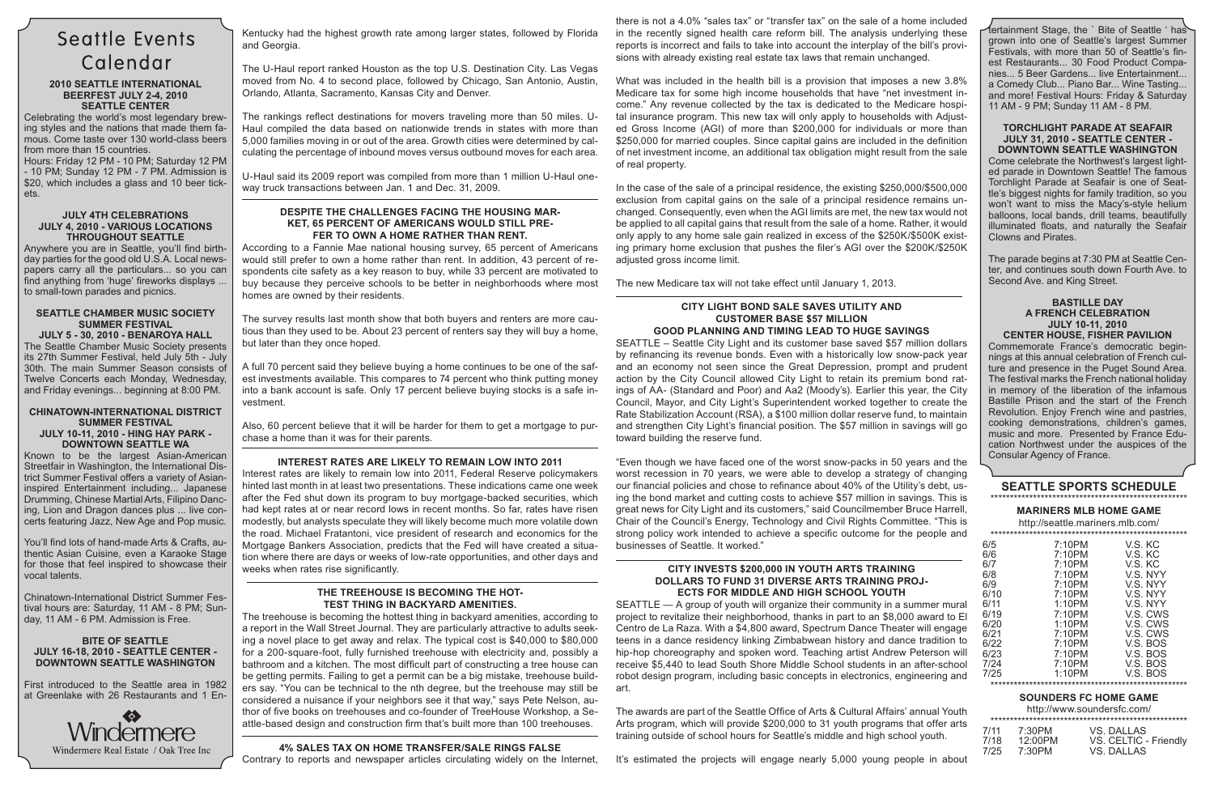# Seattle Events Calendar

**2010 SEATTLE INTERNATIONAL BEERFEST JULY 2-4, 2010 SEATTLE CENTER**

Celebrating the world's most legendary brewing styles and the nations that made them famous. Come taste over 130 world-class beers from more than 15 countries.

Hours: Friday 12 PM - 10 PM; Saturday 12 PM - 10 PM; Sunday 12 PM - 7 PM. Admission is $20, which includes a glass and 10 beer tickets.

**JULY 4TH CELEBRATIONS JULY 4, 2010 - VARIOUS LOCATIONS THROUGHOUT SEATTLE**

Anywhere you are in Seattle, you'll find birthday parties for the good old U.S.A. Local newspapers carry all the particulars... so you can find anything from 'huge' fireworks displays ... to small-town parades and picnics.

**SEATTLE CHAMBER MUSIC SOCIETY SUMMER FESTIVAL JULY 5 - 30, 2010 - BENAROYA HALL**

The Seattle Chamber Music Society presents its 27th Summer Festival, held July 5th - July 30th. The main Summer Season consists of Twelve Concerts each Monday, Wednesday, and Friday evenings... beginning at 8:00 PM.

**CHINATOWN-INTERNATIONAL DISTRICT SUMMER FESTIVAL JULY 10-11, 2010 - HING HAY PARK - DOWNTOWN SEATTLE WA**

Known to be the largest Asian-American Streetfair in Washington, the International District Summer Festival offers a variety of Asian-inspired Entertainment including... Japanese Drumming, Chinese Martial Arts, Filipino Dancing, Lion and Dragon dances plus ... live concerts featuring Jazz, New Age and Pop music.

You'll find lots of hand-made Arts & Crafts, authentic Asian Cuisine, even a Karaoke Stage for those that feel inspired to showcase their vocal talents.

Chinatown-International District Summer Festival hours are: Saturday, 11 AM - 8 PM; Sunday, 11 AM - 6 PM. Admission is Free.

**BITE OF SEATTLE JULY 16-18, 2010 - SEATTLE CENTER - DOWNTOWN SEATTLE WASHINGTON**

First introduced to the Seattle area in 1982 at Greenlake with 26 Restaurants and 1 Entertainment Stage, the ` Bite of Seattle ' has grown into one of Seattle's largest Summer Festivals, with more than 50 of Seattle's finest Restaurants... 30 Food Companies... 5 Beer Gardens... live Entertainment... a Comedy Club... Piano Bar... Wine Tasting... and more! Festival Hours: Friday & Saturday 11 AM - 9 PM; Sunday 11 AM - 8 PM.

**TORCHLIGHT PARADE AT SEAFAIR JULY 31, 2010 - SEATTLE CENTER - DOWNTOWN SEATTLE WASHINGTON**

Come celebrate the Northwest's largest lighted parade in Downtown Seattle! The famous Torchlight Parade at Seafair is one of Seattle's biggest nights for family tradition, so you won't want to miss the Macy's-style helium balloons, local bands, drill teams, beautifully illuminated floats, and naturally the Seafair Clowns and Pirates.

The parade begins at 7:30 PM at Seattle Center, and continues south down Fourth Ave. to Second Ave. and King Street.

**BASTILLE DAY A FRENCH CELEBRATION JULY 10-11, 2010 CENTER HOUSE, FISHER PAVILION**

Commemorate France's democratic beginnings at this annual celebration of French culture and presence in the Puget Sound Area. The festival marks the French national holiday in memory of the liberation of the infamous Bastille Prison and the start of the French Revolution. Enjoy French wine and pastries, cooking demonstrations, children's games, music and more. Presented by France Education Northwest under the auspices of the Consular Agency of France.

Windermere

Windermere Real Estate / Oak Tree Inc

---

Kentucky had the highest growth rate among larger states, followed by Florida and Georgia.

The U-Haul report ranked Houston as the top U.S. Destination City. Las Vegas moved from No. 4 to second place, followed by Chicago, San Antonio, Austin, Orlando, Atlanta, Sacramento, Kansas City and Denver.

The rankings reflect destinations for movers traveling more than 50 miles. U-Haul compiled the data based on nationwide trends in states with more than 5,000 families moving in or out of the area. Growth cities were determined by calculating the percentage of inbound moves versus outbound moves for each area.

U-Haul said its 2009 report was compiled from more than 1 million U-Haul one-way truck transactions between Jan. 1 and Dec. 31, 2009.

### DESPITE THE CHALLENGES FACING THE HOUSING MARKET, 65 PERCENT OF AMERICANS WOULD STILL PREFER TO OWN A HOME RATHER THAN RENT.

According to a Fannie Mae national housing survey, 65 percent of Americans would still prefer to own a home rather than rent. In addition, 43 percent of respondents cite safety as a key reason to buy, while 33 percent are motivated to buy because they perceive schools to be better in neighborhoods where most homes are owned by their residents.

The survey results last month show that both buyers and renters are more cautious than they used to be. About 23 percent of renters say they will buy a home, but later than they once hoped.

A full 70 percent said they believe buying a home continues to be one of the safest investments available. This compares to 74 percent who think putting money into a bank account is safe. Only 17 percent believe buying stocks is a safe investment.

Also, 60 percent believe that it will be harder for them to get a mortgage to purchase a home than it was for their parents.

### INTEREST RATES ARE LIKELY TO REMAIN LOW INTO 2011

Interest rates are likely to remain low into 2011, Federal Reserve policymakers hinted last month in at least two presentations. These indications came one week after the Fed shut down its program to buy mortgage-backed securities, which had kept rates at or near record lows in recent months. So far, rates have risen modestly, but analysts speculate they will likely become much more volatile down the road. Michael Fratantoni, vice president of research and economics for the Mortgage Bankers Association, predicts that the Fed will have created a situation where there are days or weeks of low-rate opportunities, and other days and weeks when rates rise significantly.

### THE TREEHOUSE IS BECOMING THE HOTTEST THING IN BACKYARD AMENITIES.

The treehouse is becoming the hottest thing in backyard amenities, according to a report in the Wall Street Journal. They are particularly attractive to adults seeking a novel place to get away and relax. The typical cost is $40,000 to $80,000 for a 200-square-foot, fully furnished treehouse with electricity and, possibly a bathroom and a kitchen. The most difficult part of constructing a tree house can be getting permits. Failing to get a permit can be a big mistake, treehouse builders say. "You can be technical to the nth degree, but the treehouse may still be considered a nuisance if your neighbors see it that way," says Pete Nelson, author of five books on treehouses and co-founder of TreeHouse Workshop, a Seattle-based design and construction firm that's built more than 100 treehouses.

### 4% SALES TAX ON HOME TRANSFER/SALE RINGS FALSE

Contrary to reports and newspaper articles circulating widely on the Internet, there is not a 4.0% "sales tax" or "transfer tax" on the sale of a home included in the recently signed health care reform bill. The analysis underlying these reports is incorrect and fails to take into account the interplay of the bill's provisions with already existing real estate tax laws that remain unchanged.

What was included in the health bill is a provision that imposes a new 3.8% Medicare tax for some high income households that have "net investment income." Any revenue collected by the tax is dedicated to the Medicare hospital insurance program. This new tax will only apply to households with Adjusted Gross Income (AGI) of more than $200,000 for individuals or more than $250,000 for married couples. Since capital gains are included in the definition of net investment income, an additional tax obligation might result from the sale of real property.

In the case of the sale of a principal residence, the existing $250,000/$500,000 exclusion from capital gains on the sale of a principal residence remains unchanged. Consequently, even when the AGI limits are met, the new tax would not be applied to all capital gains that result from the sale of a home. Rather, it would only apply to any home sale gain realized in excess of the $250K/$500K existing primary home exclusion that pushes the filer's AGI over the $200K/$250K adjusted gross income limit.

The new Medicare tax will not take effect until January 1, 2013.

### CITY LIGHT BOND SALE SAVES UTILITY AND CUSTOMER BASE $57 MILLION GOOD PLANNING AND TIMING LEAD TO HUGE SAVINGS

SEATTLE – Seattle City Light and its customer base saved $57 million dollars by refinancing its revenue bonds. Even with a historically low snow-pack year and an economy not seen since the Great Depression, prompt and prudent action by the City Council allowed City Light to retain its premium bond ratings of AA- (Standard and Poor) and Aa2 (Moody's). Earlier this year, the City Council, Mayor, and City Light's Superintendent worked together to create the Rate Stabilization Account (RSA), a $100 million dollar reserve fund, to maintain and strengthen City Light's financial position. The $57 million in savings will go toward building the reserve fund.

"Even though we have faced one of the worst snow-packs in 50 years and the worst recession in 70 years, we were able to develop a strategy of changing our financial policies and chose to refinance about 40% of the Utility's debt, using the bond market and cutting costs to achieve $57 million in savings. This is great news for City Light and its customers," said Councilmember Bruce Harrell, Chair of the Council's Energy, Technology and Civil Rights Committee. "This is strong policy work intended to achieve a specific outcome for the people and businesses of Seattle. It worked."

### CITY INVESTS $200,000 IN YOUTH ARTS TRAINING DOLLARS TO FUND 31 DIVERSE ARTS TRAINING PROJECTS FOR MIDDLE AND HIGH SCHOOL YOUTH

SEATTLE — A group of youth will organize their community in a summer mural project to revitalize their neighborhood, thanks in part to an $8,000 award to El Centro de La Raza. With a $4,800 award, Spectrum Dance Theater will engage teens in a dance residency linking Zimbabwean history and dance tradition to hip-hop choreography and spoken word. Teaching artist Andrew Peterson will receive $5,440 to lead South Shore Middle School students in an after-school robot design program, including basic concepts in electronics, engineering and art.

The awards are part of the Seattle Office of Arts & Cultural Affairs' annual Youth Arts program, which will provide $200,000 to 31 youth programs that offer arts training outside of school hours for Seattle's middle and high school youth.

It's estimated the projects will engage nearly 5,000 young people in about

---

## SEATTLE SPORTS SCHEDULE

**MARINERS MLB HOME GAME**

http://seattle.mariners.mlb.com/

| | | |
|---|---|---|
| 6/5 | 7:10PM | V.S. KC |
| 6/6 | 7:10PM | V.S. KC |
| 6/7 | 7:10PM | V.S. KC |
| 6/8 | 7:10PM | V.S. NYY |
| 6/9 | 7:10PM | V.S. NYY |
| 6/10 | 7:10PM | V.S. NYY |
| 6/11 | 1:10PM | V.S. NYY |
| 6/19 | 7:10PM | V.S. CWS |
| 6/20 | 1:10PM | V.S. CWS |
| 6/21 | 7:10PM | V.S. CWS |
| 6/22 | 7:10PM | V.S. BOS |
| 6/23 | 7:10PM | V.S. BOS |
| 7/24 | 7:10PM | V.S. BOS |
| 7/25 | 1:10PM | V.S. BOS |

**SOUNDERS FC HOME GAME**

http://www.soundersfc.com/

| | | |
|---|---|---|
| 7/11 | 7:30PM | VS. DALLAS |
| 7/18 | 12:00PM | VS. CELTIC - Friendly |
| 7/25 | 7:30PM | VS. DALLAS |